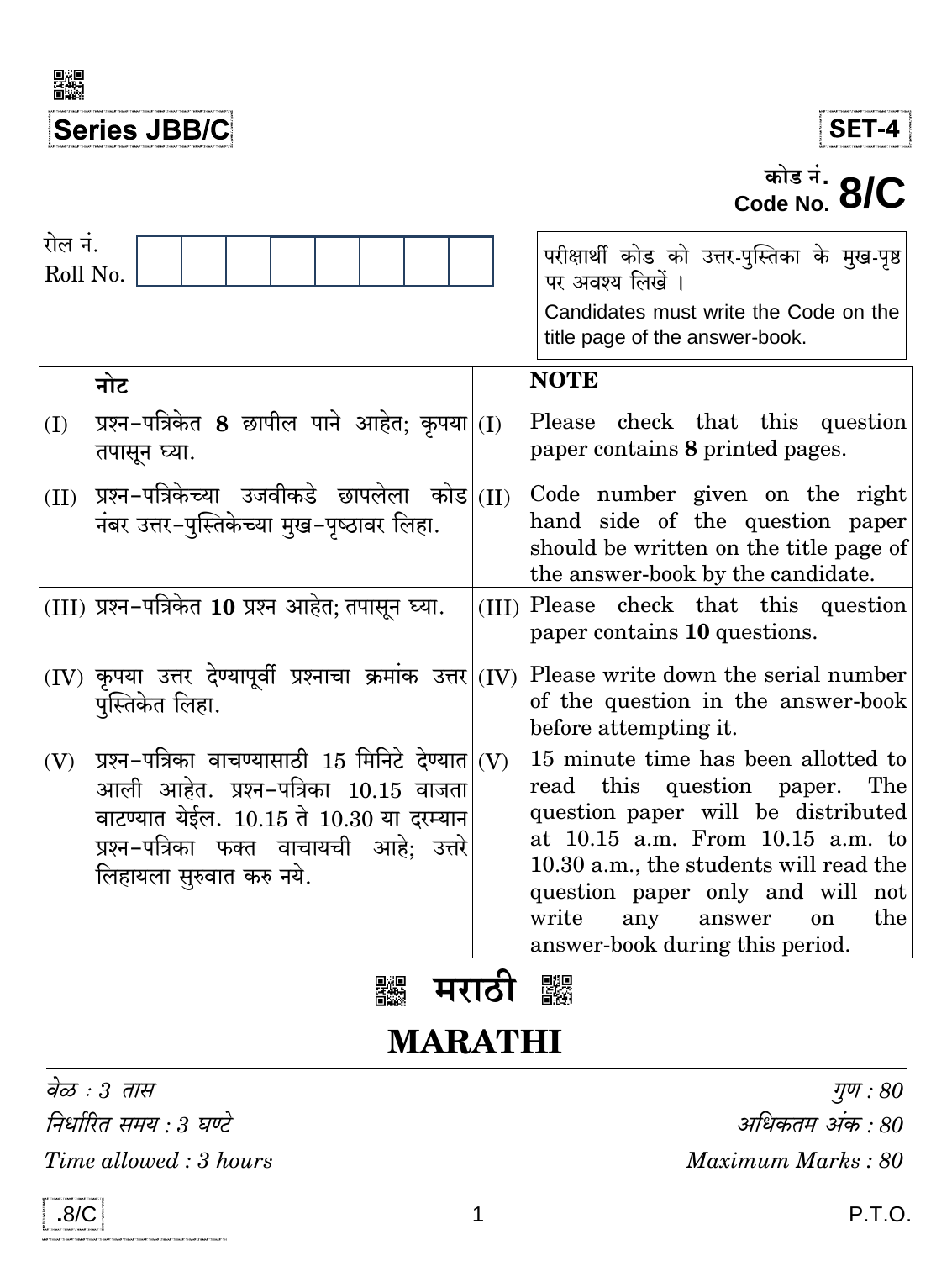**Series JBB/C**

**SET-4**

कोड नं.
Code No. **8/C**

रोल नं.
Roll No.

परीक्षार्थी कोड को उत्तर-पुस्तिका के मुख-पृष्ठ पर अवश्य लिखें ।
Candidates must write the Code on the title page of the answer-book.

| | नोट | | NOTE |
|---|---|---|---|
| (I) | प्रश्न-पत्रिकेत **8** छापील पाने आहेत; कृपया तपासून घ्या. | (I) | Please check that this question paper contains **8** printed pages. |
| (II) | प्रश्न-पत्रिकेच्या उजवीकडे छापलेला कोड नंबर उत्तर-पुस्तिकेच्या मुख-पृष्ठावर लिहा. | (II) | Code number given on the right hand side of the question paper should be written on the title page of the answer-book by the candidate. |
| (III) | प्रश्न-पत्रिकेत **10** प्रश्न आहेत; तपासून घ्या. | (III) | Please check that this question paper contains **10** questions. |
| (IV) | कृपया उत्तर देण्यापूर्वी प्रश्नाचा क्रमांक उत्तर पुस्तिकेत लिहा. | (IV) | Please write down the serial number of the question in the answer-book before attempting it. |
| (V) | प्रश्न-पत्रिका वाचण्यासाठी 15 मिनिटे देण्यात आली आहेत. प्रश्न-पत्रिका 10.15 वाजता वाटण्यात येईल. 10.15 ते 10.30 या दरम्यान प्रश्न-पत्रिका फक्त वाचायची आहे; उत्तरे लिहायला सुरुवात करु नये. | (V) | 15 minute time has been allotted to read this question paper. The question paper will be distributed at 10.15 a.m. From 10.15 a.m. to 10.30 a.m., the students will read the question paper only and will not write any answer on the answer-book during this period. |

# मराठी

# MARATHI

*वेळ : 3 तास* | *गुण : 80*

*निर्धारित समय : 3 घण्टे* | *अधिकतम अंक : 80*

*Time allowed : 3 hours* | *Maximum Marks : 80*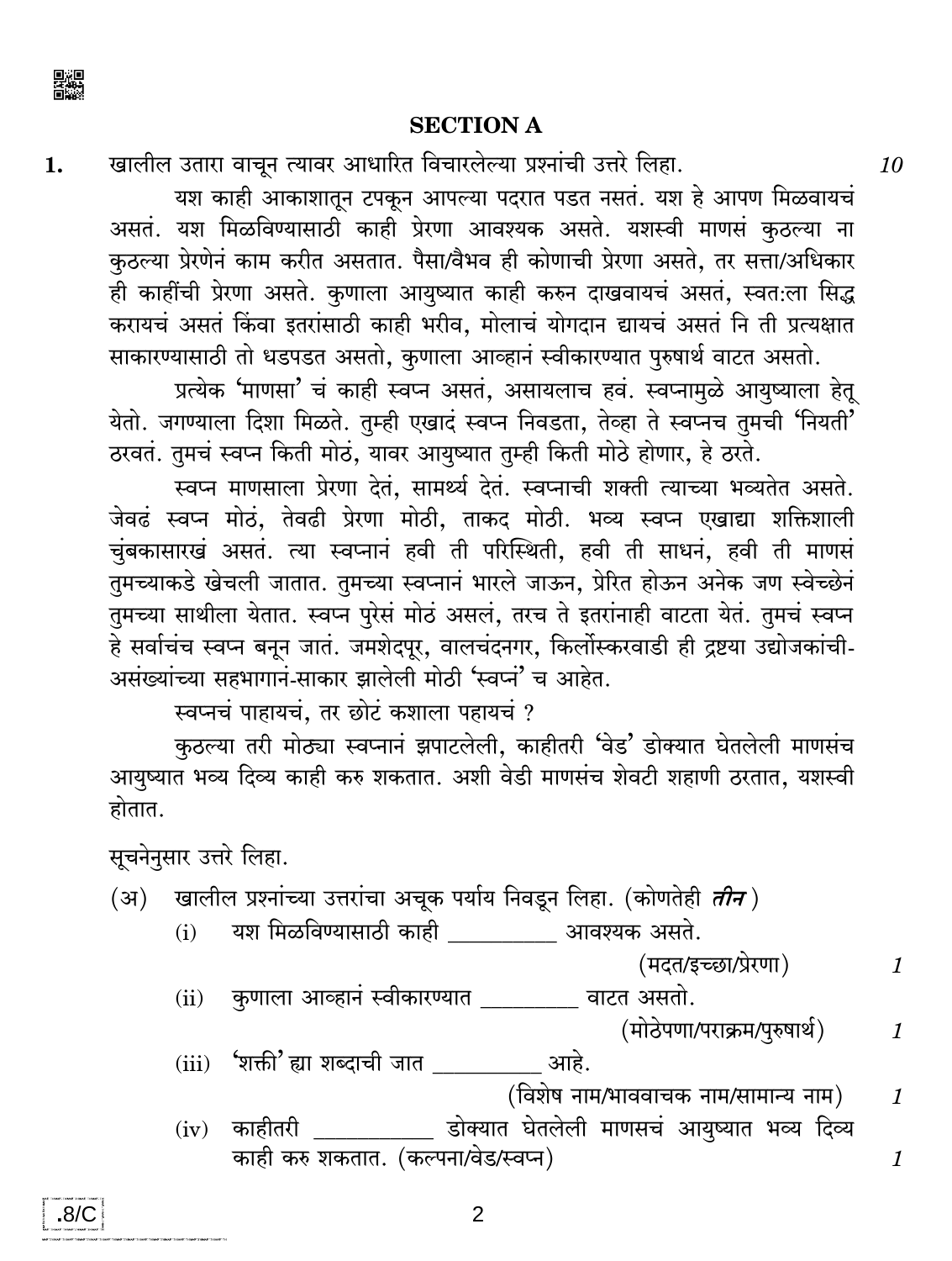## SECTION A

**1.** खालील उतारा वाचून त्यावर आधारित विचारलेल्या प्रश्नांची उत्तरे लिहा. *10*

यश काही आकाशातून टपकून आपल्या पदरात पडत नसतं. यश हे आपण मिळवायचं असतं. यश मिळविण्यासाठी काही प्रेरणा आवश्यक असते. यशस्वी माणसं कुठल्या ना कुठल्या प्रेरणेनं काम करीत असतात. पैसा/वैभव ही कोणाची प्रेरणा असते, तर सत्ता/अधिकार ही काहींची प्रेरणा असते. कुणाला आयुष्यात काही करुन दाखवायचं असतं, स्वत:ला सिद्ध करायचं असतं किंवा इतरांसाठी काही भरीव, मोलाचं योगदान द्यायचं असतं नि ती प्रत्यक्षात साकारण्यासाठी तो धडपडत असतो, कुणाला आव्हानं स्वीकारण्यात पुरुषार्थ वाटत असतो.

प्रत्येक 'माणसा' चं काही स्वप्न असतं, असायलाच हवं. स्वप्नामुळे आयुष्याला हेतू येतो. जगण्याला दिशा मिळते. तुम्ही एखादं स्वप्न निवडता, तेव्हा ते स्वप्नच तुमची 'नियती' ठरवतं. तुमचं स्वप्न किती मोठं, यावर आयुष्यात तुम्ही किती मोठे होणार, हे ठरते.

स्वप्न माणसाला प्रेरणा देतं, सामर्थ्य देतं. स्वप्नाची शक्ती त्याच्या भव्यतेत असते. जेवढं स्वप्न मोठं, तेवढी प्रेरणा मोठी, ताकद मोठी. भव्य स्वप्न एखाद्या शक्तिशाली चुंबकासारखं असतं. त्या स्वप्नानं हवी ती परिस्थिती, हवी ती साधनं, हवी ती माणसं तुमच्याकडे खेचली जातात. तुमच्या स्वप्नानं भारले जाऊन, प्रेरित होऊन अनेक जण स्वेच्छेनं तुमच्या साथीला येतात. स्वप्न पुरेसं मोठं असलं, तरच ते इतरांनाही वाटता येतं. तुमचं स्वप्न हे सर्वांचंच स्वप्न बनून जातं. जमशेदपूर, वालचंदनगर, किर्लोस्करवाडी ही द्रष्टया उद्योजकांची-असंख्यांच्या सहभागानं-साकार झालेली मोठी 'स्वप्नं' च आहेत.

स्वप्नचं पाहायचं, तर छोटं कशाला पहायचं ?

कुठल्या तरी मोठ्या स्वप्नानं झपाटलेली, काहीतरी 'वेड' डोक्यात घेतलेली माणसंच आयुष्यात भव्य दिव्य काही करु शकतात. अशी वेडी माणसंच शेवटी शहाणी ठरतात, यशस्वी होतात.

सूचनेनुसार उत्तरे लिहा.

(अ) खालील प्रश्नांच्या उत्तरांचा अचूक पर्याय निवडून लिहा. (कोणतेही ***तीन***)

(i) यश मिळविण्यासाठी काही __________ आवश्यक असते. (मदत/इच्छा/प्रेरणा) *1*

(ii) कुणाला आव्हानं स्वीकारण्यात _________ वाटत असतो. (मोठेपणा/पराक्रम/पुरुषार्थ) *1*

(iii) 'शक्ती' ह्या शब्दाची जात __________ आहे. (विशेष नाम/भाववाचक नाम/सामान्य नाम) *1*

(iv) काहीतरी ___________ डोक्यात घेतलेली माणसचं आयुष्यात भव्य दिव्य काही करु शकतात. (कल्पना/वेड/स्वप्न) *1*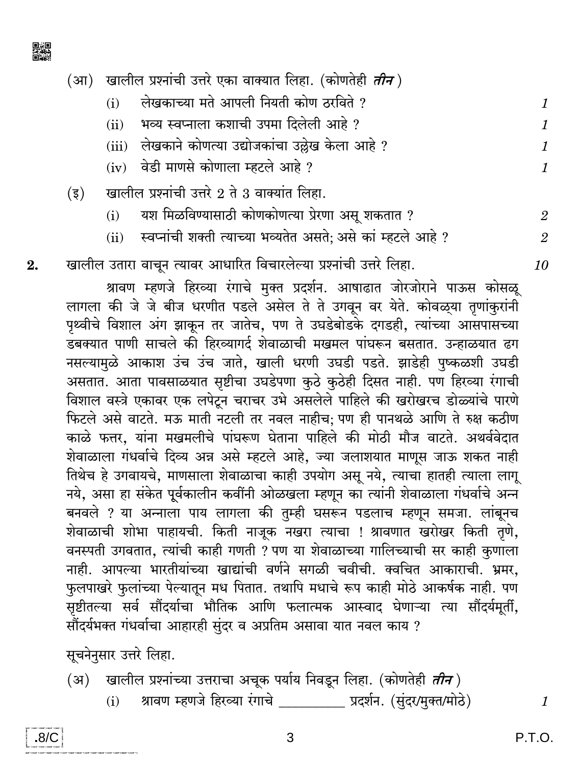(आ) खालील प्रश्नांची उत्तरे एका वाक्यात लिहा. (कोणतेही *तीन*)

(i) लेखकाच्या मते आपली नियती कोण ठरविते ? *1*

(ii) भव्य स्वप्नाला कशाची उपमा दिलेली आहे ? *1*

(iii) लेखकाने कोणत्या उद्योजकांचा उल्लेख केला आहे ? *1*

(iv) वेडी माणसे कोणाला म्हटले आहे ? *1*

(इ) खालील प्रश्नांची उत्तरे 2 ते 3 वाक्यांत लिहा.

(i) यश मिळविण्यासाठी कोणकोणत्या प्रेरणा असू शकतात ? *2*

(ii) स्वप्नांची शक्ती त्याच्या भव्यतेत असते; असे कां म्हटले आहे ? *2*

**2.** खालील उतारा वाचून त्यावर आधारित विचारलेल्या प्रश्नांची उत्तरे लिहा. *10*

श्रावण म्हणजे हिरव्या रंगाचे मुक्त प्रदर्शन. आषाढात जोरजोराने पाऊस कोसळू लागला की जे जे बीज धरणीत पडले असेल ते ते उगवून वर येते. कोवळ्या तृणांकुरांनी पृथ्वीचे विशाल अंग झाकून तर जातेच, पण ते उघडेबोडके दगडही, त्यांच्या आसपासच्या डबक्यात पाणी साचले की हिरव्यागर्द शेवाळाची मखमल पांघरून बसतात. उन्हाळयात ढग नसल्यामुळे आकाश उंच उंच जाते, खाली धरणी उघडी पडते. झाडेही पुष्कळशी उघडी असतात. आता पावसाळयात सृष्टीचा उघडेपणा कुठे कुठेही दिसत नाही. पण हिरव्या रंगाची विशाल वस्त्रे एकावर एक लपेटून चराचर उभे असलेले पाहिले की खरोखरच डोळ्यांचे पारणे फिटले असे वाटते. मऊ माती नटली तर नवल नाहीच; पण ही पानथळे आणि ते रुक्ष कठीण काळे फत्तर, यांना मखमलीचे पांघरूण घेताना पाहिले की मोठी मौज वाटते. अथर्ववेदात शेवाळाला गंधर्वाचे दिव्य अन्न असे म्हटले आहे, ज्या जलाशयात माणूस जाऊ शकत नाही तिथेच हे उगवायचे, माणसाला शेवाळाचा काही उपयोग असू नये, त्याचा हातही त्याला लागू नये, असा हा संकेत पूर्वकालीन कवींनी ओळखला म्हणून का त्यांनी शेवाळाला गंधर्वाचे अन्न बनवले ? या अन्नाला पाय लागला की तुम्ही घसरून पडलाच म्हणून समजा. लांबूनच शेवाळाची शोभा पाहायची. किती नाजूक नखरा त्याचा ! श्रावणात खरोखर किती तृणे, वनस्पती उगवतात, त्यांची काही गणती ? पण या शेवाळाच्या गालिच्याची सर काही कुणाला नाही. आपल्या भारतीयांच्या खाद्यांची वर्णने सगळी चवीची. क्वचित आकाराची. भ्रमर, फुलपाखरे फुलांच्या पेल्यातून मध पितात. तथापि मधाचे रूप काही मोठे आकर्षक नाही. पण सृष्टीतल्या सर्व सौंदर्याचा भौतिक आणि फलात्मक आस्वाद घेणाऱ्या त्या सौंदर्यमूर्ती, सौंदर्यभक्त गंधर्वाचा आहारही सुंदर व अप्रतिम असावा यात नवल काय ?

सूचनेनुसार उत्तरे लिहा.

(अ) खालील प्रश्नांच्या उत्तराचा अचूक पर्याय निवडून लिहा. (कोणतेही *तीन*)

(i) श्रावण म्हणजे हिरव्या रंगाचे __________ प्रदर्शन. (सुंदर/मुक्त/मोठे) *1*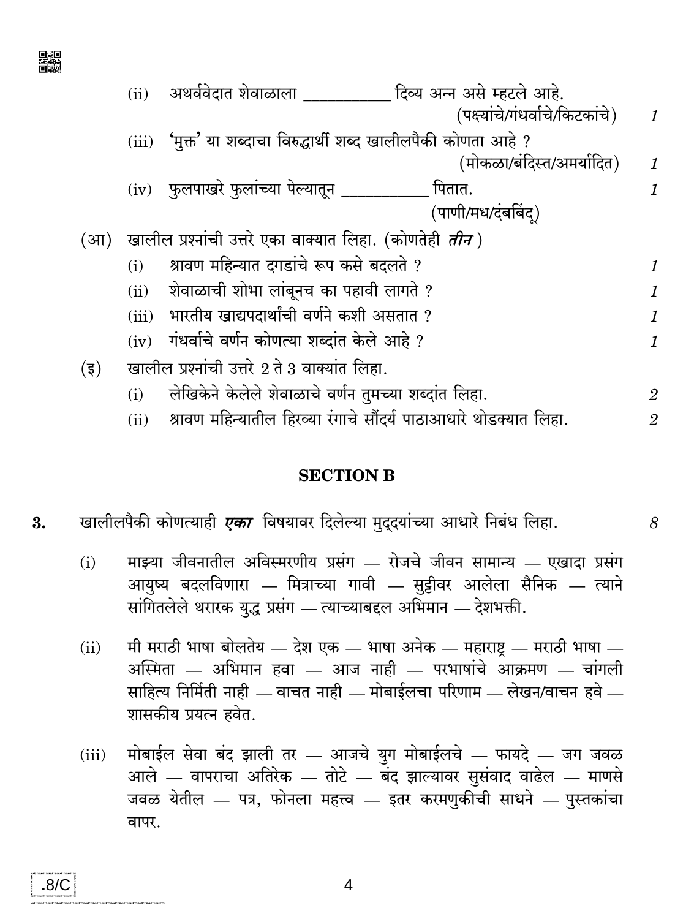(ii) अथर्ववेदात शेवाळाला __________ दिव्य अन्न असे म्हटले आहे. (पक्ष्यांचे/गंधर्वाचे/किटकांचे) *1*

(iii) 'मुक्त' या शब्दाचा विरुद्धार्थी शब्द खालीलपैकी कोणता आहे ? (मोकळा/बंदिस्त/अमर्यादित) *1*

(iv) फुलपाखरे फुलांच्या पेल्यातून __________ पितात. (पाणी/मध/दंबबिंदू) *1*

(आ) खालील प्रश्नांची उत्तरे एका वाक्यात लिहा. (कोणतेही ***तीन***)

(i) श्रावण महिन्यात दगडांचे रूप कसे बदलते ? *1*

(ii) शेवाळाची शोभा लांबूनच का पहावी लागते ? *1*

(iii) भारतीय खाद्यपदार्थांची वर्णने कशी असतात ? *1*

(iv) गंधर्वाचे वर्णन कोणत्या शब्दांत केले आहे ? *1*

(इ) खालील प्रश्नांची उत्तरे 2 ते 3 वाक्यांत लिहा.

(i) लेखिकेने केलेले शेवाळाचे वर्णन तुमच्या शब्दांत लिहा. *2*

(ii) श्रावण महिन्यातील हिरव्या रंगाचे सौंदर्य पाठाआधारे थोडक्यात लिहा. *2*

## SECTION B

**3.** खालीलपैकी कोणत्याही ***एका*** विषयावर दिलेल्या मुद्दयांच्या आधारे निबंध लिहा. *8*

(i) माझ्या जीवनातील अविस्मरणीय प्रसंग — रोजचे जीवन सामान्य — एखादा प्रसंग आयुष्य बदलविणारा — मित्राच्या गावी — सुट्टीवर आलेला सैनिक — त्याने सांगितलेले थरारक युद्ध प्रसंग — त्याच्याबद्दल अभिमान — देशभक्ती.

(ii) मी मराठी भाषा बोलतेय — देश एक — भाषा अनेक — महाराष्ट्र — मराठी भाषा — अस्मिता — अभिमान हवा — आज नाही — परभाषांचे आक्रमण — चांगली साहित्य निर्मिती नाही — वाचत नाही — मोबाईलचा परिणाम — लेखन/वाचन हवे — शासकीय प्रयत्न हवेत.

(iii) मोबाईल सेवा बंद झाली तर — आजचे युग मोबाईलचे — फायदे — जग जवळ आले — वापराचा अतिरेक — तोटे — बंद झाल्यावर सुसंवाद वाढेल — माणसे जवळ येतील — पत्र, फोनला महत्त्व — इतर करमणुकीची साधने — पुस्तकांचा वापर.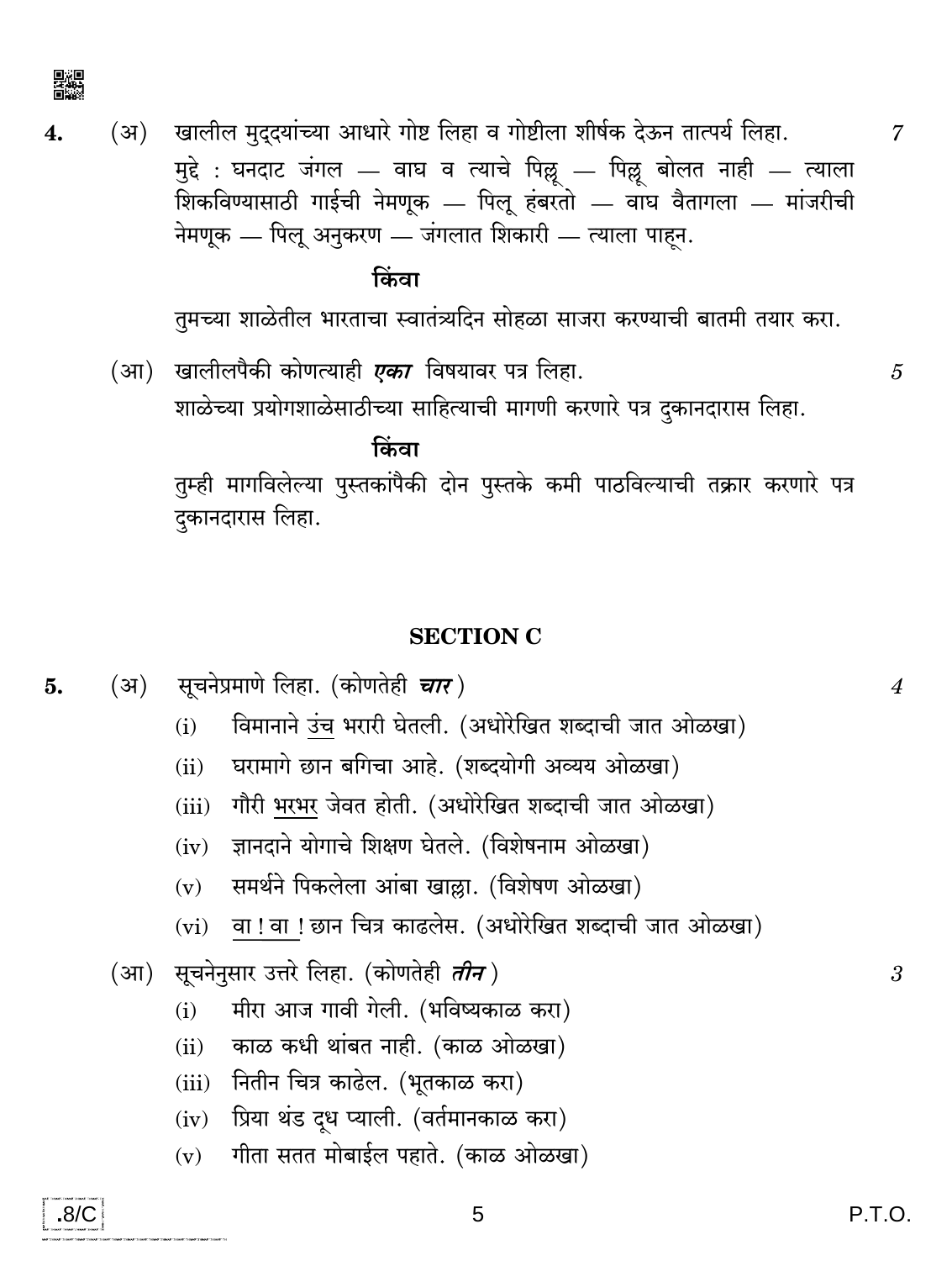**4.** (अ) खालील मुद्दयांच्या आधारे गोष्ट लिहा व गोष्टीला शीर्षक देऊन तात्पर्य लिहा. 7

मुद्दे : घनदाट जंगल — वाघ व त्याचे पिल्लू — पिल्लू बोलत नाही — त्याला शिकविण्यासाठी गाईची नेमणूक — पिलू हंबरतो — वाघ वैतागला — मांजरीची नेमणूक — पिलू अनुकरण — जंगलात शिकारी — त्याला पाहून.

**किंवा**

तुमच्या शाळेतील भारताचा स्वातंत्र्यदिन सोहळा साजरा करण्याची बातमी तयार करा.

(आ) खालीलपैकी कोणत्याही ***एका*** विषयावर पत्र लिहा. 5

शाळेच्या प्रयोगशाळेसाठीच्या साहित्याची मागणी करणारे पत्र दुकानदारास लिहा.

**किंवा**

तुम्ही मागविलेल्या पुस्तकांपैकी दोन पुस्तके कमी पाठविल्याची तक्रार करणारे पत्र दुकानदारास लिहा.

## SECTION C

**5.** (अ) सूचनेप्रमाणे लिहा. (कोणतेही ***चार***) 4

(i) विमानाने <u>उंच</u> भरारी घेतली. (अधोरेखित शब्दाची जात ओळखा)

(ii) घरामागे छान बगिचा आहे. (शब्दयोगी अव्यय ओळखा)

(iii) गौरी <u>भरभर</u> जेवत होती. (अधोरेखित शब्दाची जात ओळखा)

(iv) ज्ञानदाने योगाचे शिक्षण घेतले. (विशेषनाम ओळखा)

(v) समर्थने पिकलेला आंबा खाल्ला. (विशेषण ओळखा)

(vi) <u>वा ! वा !</u> छान चित्र काढलेस. (अधोरेखित शब्दाची जात ओळखा)

(आ) सूचनेनुसार उत्तरे लिहा. (कोणतेही ***तीन***) 3

(i) मीरा आज गावी गेली. (भविष्यकाळ करा)

(ii) काळ कधी थांबत नाही. (काळ ओळखा)

(iii) नितीन चित्र काढेल. (भूतकाळ करा)

(iv) प्रिया थंड दूध प्याली. (वर्तमानकाळ करा)

(v) गीता सतत मोबाईल पहाते. (काळ ओळखा)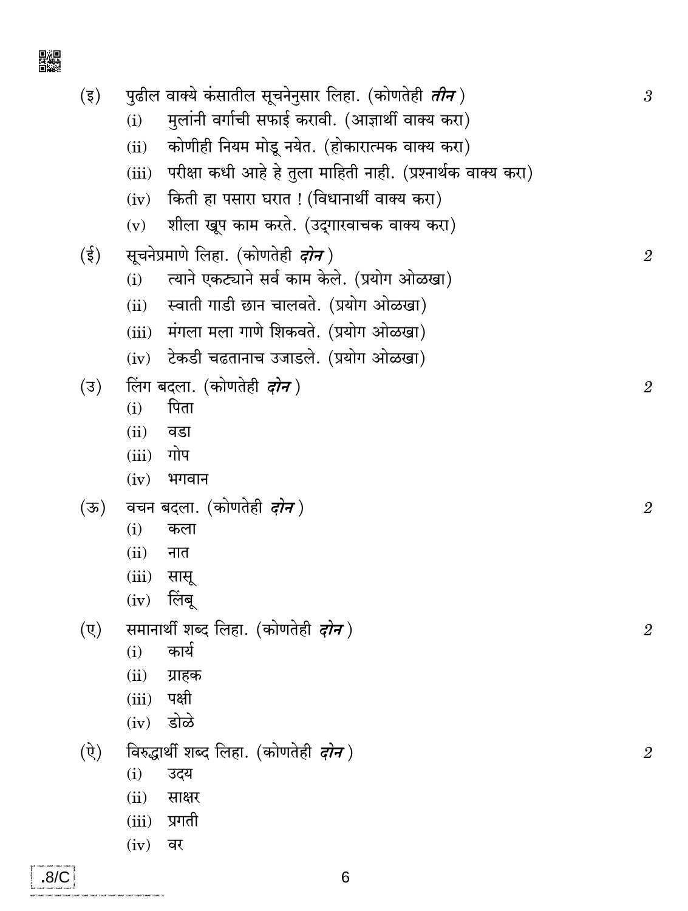(इ) पुढील वाक्ये कंसातील सूचनेनुसार लिहा. (कोणतेही ***तीन***) 3

(i) मुलांनी वर्गाची सफाई करावी. (आज्ञार्थी वाक्य करा)

(ii) कोणीही नियम मोडू नयेत. (होकारात्मक वाक्य करा)

(iii) परीक्षा कधी आहे हे तुला माहिती नाही. (प्रश्नार्थक वाक्य करा)

(iv) किती हा पसारा घरात ! (विधानार्थी वाक्य करा)

(v) शीला खूप काम करते. (उद्गारवाचक वाक्य करा)

(ई) सूचनेप्रमाणे लिहा. (कोणतेही ***दोन***) 2

(i) त्याने एकट्याने सर्व काम केले. (प्रयोग ओळखा)

(ii) स्वाती गाडी छान चालवते. (प्रयोग ओळखा)

(iii) मंगला मला गाणे शिकवते. (प्रयोग ओळखा)

(iv) टेकडी चढतानाच उजाडले. (प्रयोग ओळखा)

(उ) लिंग बदला. (कोणतेही ***दोन***) 2

(i) पिता

(ii) वडा

(iii) गोप

(iv) भगवान

(ऊ) वचन बदला. (कोणतेही ***दोन***) 2

(i) कला

(ii) नात

(iii) सासू

(iv) लिंबू

(ए) समानार्थी शब्द लिहा. (कोणतेही ***दोन***) 2

(i) कार्य

(ii) ग्राहक

(iii) पक्षी

(iv) डोळे

(ऐ) विरुद्धार्थी शब्द लिहा. (कोणतेही ***दोन***) 2

(i) उदय

(ii) साक्षर

(iii) प्रगती

(iv) वर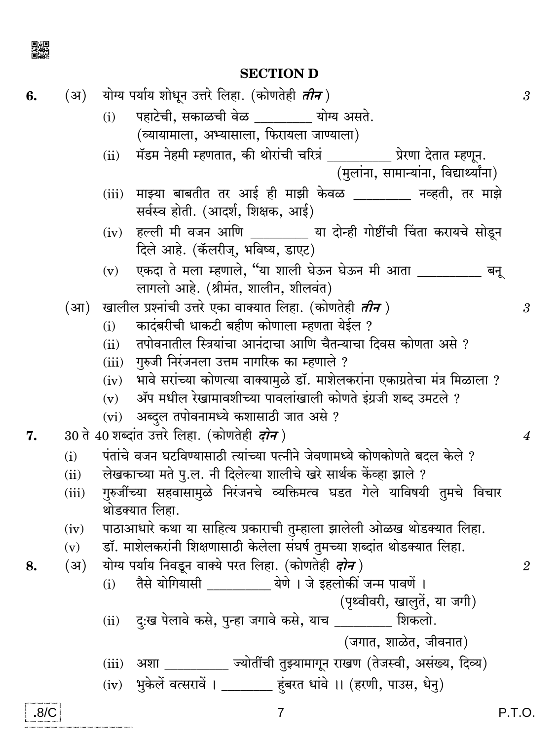## SECTION D

**6.** (अ) योग्य पर्याय शोधून उत्तरे लिहा. (कोणतेही ***तीन*** ) *3*

(i) पहाटेची, सकाळची वेळ ________ योग्य असते.
(व्यायामाला, अभ्यासाला, फिरायला जाण्याला)

(ii) मॅडम नेहमी म्हणतात, की थोरांची चरित्रं _________ प्रेरणा देतात म्हणून.
(मुलांना, सामान्यांना, विद्यार्थ्यांना)

(iii) माझ्या बाबतीत तर आई ही माझी केवळ ________ नव्हती, तर माझे सर्वस्व होती. (आदर्श, शिक्षक, आई)

(iv) हल्ली मी वजन आणि ________ या दोन्ही गोष्टींची चिंता करायचे सोडून दिले आहे. (कॅलरीज्, भविष्य, डाएट)

(v) एकदा ते मला म्हणाले, "या शाली घेऊन घेऊन मी आता _________ बनू लागलो आहे. (श्रीमंत, शालीन, शीलवंत)

(आ) खालील प्रश्नांची उत्तरे एका वाक्यात लिहा. (कोणतेही ***तीन*** ) *3*

(i) कादंबरीची धाकटी बहीण कोणाला म्हणता येईल ?

(ii) तपोवनातील स्त्रियांचा आनंदाचा आणि चैतन्याचा दिवस कोणता असे ?

(iii) गुरुजी निरंजनला उत्तम नागरिक का म्हणाले ?

(iv) भावे सरांच्या कोणत्या वाक्यामुळे डॉ. माशेलकरांना एकाग्रतेचा मंत्र मिळाला ?

(v) ॲप मधील रेखामावशीच्या पावलांखाली कोणते इंग्रजी शब्द उमटले ?

(vi) अब्दुल तपोवनामध्ये कशासाठी जात असे ?

**7.** 30 ते 40 शब्दांत उत्तरे लिहा. (कोणतेही ***दोन*** ) *4*

(i) पंतांचे वजन घटविण्यासाठी त्यांच्या पत्नीने जेवणामध्ये कोणकोणते बदल केले ?

(ii) लेखकाच्या मते पु.ल. नी दिलेल्या शालीचे खरे सार्थक केंव्हा झाले ?

(iii) गुरुजींच्या सहवासामुळे निरंजनचे व्यक्तिमत्व घडत गेले याविषयी तुमचे विचार थोडक्यात लिहा.

(iv) पाठाआधारे कथा या साहित्य प्रकाराची तुम्हाला झालेली ओळख थोडक्यात लिहा.

(v) डॉ. माशेलकरांनी शिक्षणासाठी केलेला संघर्ष तुमच्या शब्दांत थोडक्यात लिहा.

**8.** (अ) योग्य पर्याय निवडून वाक्ये परत लिहा. (कोणतेही ***दोन*** ) *2*

(i) तैसे योगियासी _________ येणे । जे इहलोकीं जन्म पावणें ।
(पृथ्वीवरी, खालुतें, या जगी)

(ii) दु:ख पेलावे कसे, पुन्हा जगावे कसे, याच ________ शिकलो.
(जगात, शाळेत, जीवनात)

(iii) अशा _________ ज्योतींची तुझ्यामागून राखण (तेजस्वी, असंख्य, दिव्य)

(iv) भुकेलें वत्सरावें । _______ हुंबरत धांवे ।। (हरणी, पाउस, धेनु)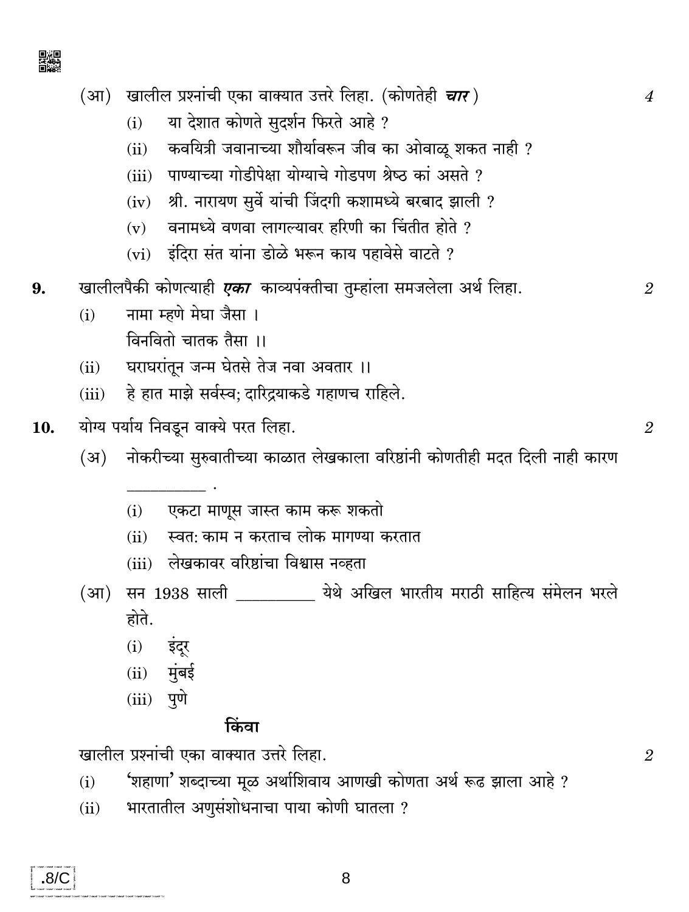(आ) खालील प्रश्नांची एका वाक्यात उत्तरे लिहा. (कोणतेही ***चार***) 4

(i) या देशात कोणते सुदर्शन फिरते आहे ?

(ii) कवयित्री जवानाच्या शौर्यावरून जीव का ओवाळू शकत नाही ?

(iii) पाण्याच्या गोडीपेक्षा योग्याचे गोडपण श्रेष्ठ कां असते ?

(iv) श्री. नारायण सुर्वे यांची जिंदगी कशामध्ये बरबाद झाली ?

(v) वनामध्ये वणवा लागल्यावर हरिणी का चिंतीत होते ?

(vi) इंदिरा संत यांना डोळे भरून काय पहावेसे वाटते ?

**9.** खालीलपैकी कोणत्याही ***एका*** काव्यपंक्तीचा तुम्हांला समजलेला अर्थ लिहा. 2

(i) नामा म्हणे मेघा जैसा ।
विनवितो चातक तैसा ।।

(ii) घराघरांतून जन्म घेतसे तेज नवा अवतार ।।

(iii) हे हात माझे सर्वस्व; दारिद्र्याकडे गहाणच राहिले.

**10.** योग्य पर्याय निवडून वाक्ये परत लिहा. 2

(अ) नोकरीच्या सुरुवातीच्या काळात लेखकाला वरिष्ठांनी कोणतीही मदत दिली नाही कारण __________ .

(i) एकटा माणूस जास्त काम करू शकतो

(ii) स्वत: काम न करताच लोक मागण्या करतात

(iii) लेखकावर वरिष्ठांचा विश्वास नव्हता

(आ) सन 1938 साली __________ येथे अखिल भारतीय मराठी साहित्य संमेलन भरले होते.

(i) इंदूर

(ii) मुंबई

(iii) पुणे

**किंवा**

खालील प्रश्नांची एका वाक्यात उत्तरे लिहा. 2

(i) 'शहाणा' शब्दाच्या मूळ अर्थाशिवाय आणखी कोणता अर्थ रूढ झाला आहे ?

(ii) भारतातील अणुसंशोधनाचा पाया कोणी घातला ?